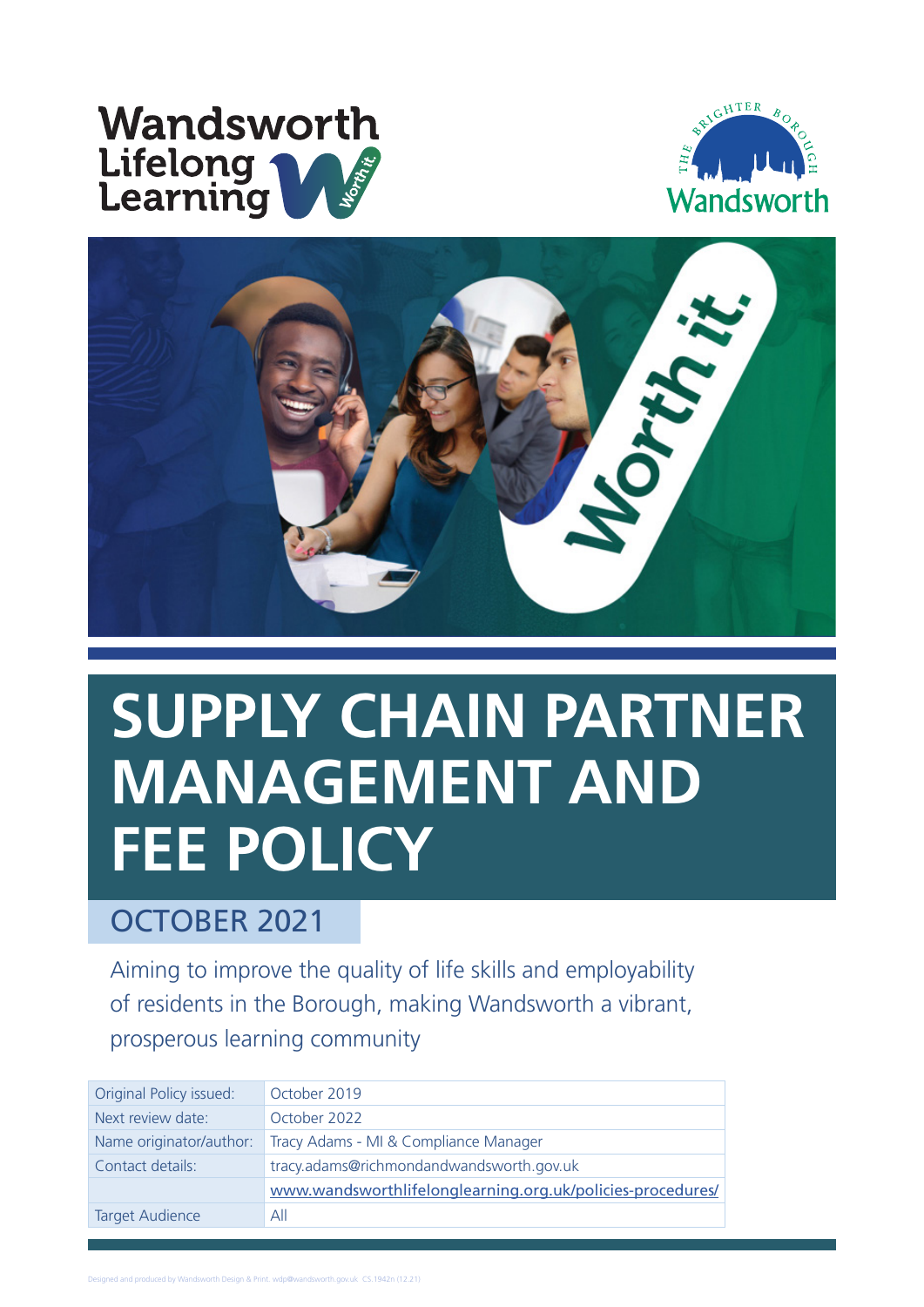Wandsworth Lifelong Learning

# SUPPLY CHAIN PARTNER MANAGEMENT AND FEE POLICY

## OCTOBER 2021

Aiming to improve the quality of life skills and employability of residents in the Borough, making Wandsworth a vibrant, prosperous learning community

| | |
|---|---|
| Original Policy issued: | October 2019 |
| Next review date: | October 2022 |
| Name originator/author: | Tracy Adams - MI & Compliance Manager |
| Contact details: | tracy.adams@richmondandwandsworth.gov.uk |
| | www.wandsworthlifelonglearning.org.uk/policies-procedures/ |
| Target Audience | All |

Designed and produced by Wandsworth Design & Print: wdp@wandsworth.gov.uk CS.1942n (12.21)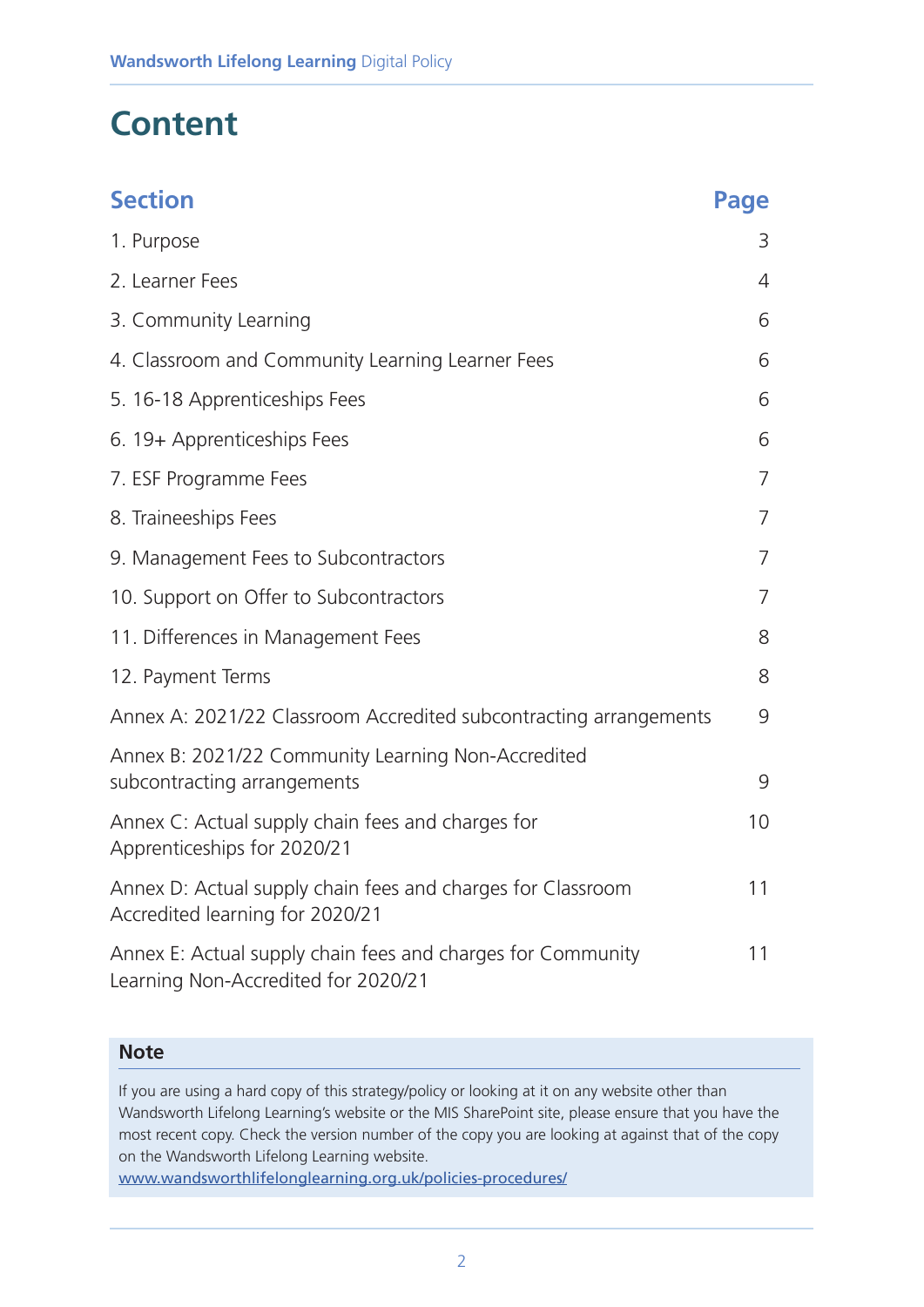# Content

| Section | Page |
| --- | --- |
| 1. Purpose | 3 |
| 2. Learner Fees | 4 |
| 3. Community Learning | 6 |
| 4. Classroom and Community Learning Learner Fees | 6 |
| 5. 16-18 Apprenticeships Fees | 6 |
| 6. 19+ Apprenticeships Fees | 6 |
| 7. ESF Programme Fees | 7 |
| 8. Traineeships Fees | 7 |
| 9. Management Fees to Subcontractors | 7 |
| 10. Support on Offer to Subcontractors | 7 |
| 11. Differences in Management Fees | 8 |
| 12. Payment Terms | 8 |
| Annex A: 2021/22 Classroom Accredited subcontracting arrangements | 9 |
| Annex B: 2021/22 Community Learning Non-Accredited subcontracting arrangements | 9 |
| Annex C: Actual supply chain fees and charges for Apprenticeships for 2020/21 | 10 |
| Annex D: Actual supply chain fees and charges for Classroom Accredited learning for 2020/21 | 11 |
| Annex E: Actual supply chain fees and charges for Community Learning Non-Accredited for 2020/21 | 11 |

**Note**

If you are using a hard copy of this strategy/policy or looking at it on any website other than Wandsworth Lifelong Learning's website or the MIS SharePoint site, please ensure that you have the most recent copy. Check the version number of the copy you are looking at against that of the copy on the Wandsworth Lifelong Learning website.
www.wandsworthlifelonglearning.org.uk/policies-procedures/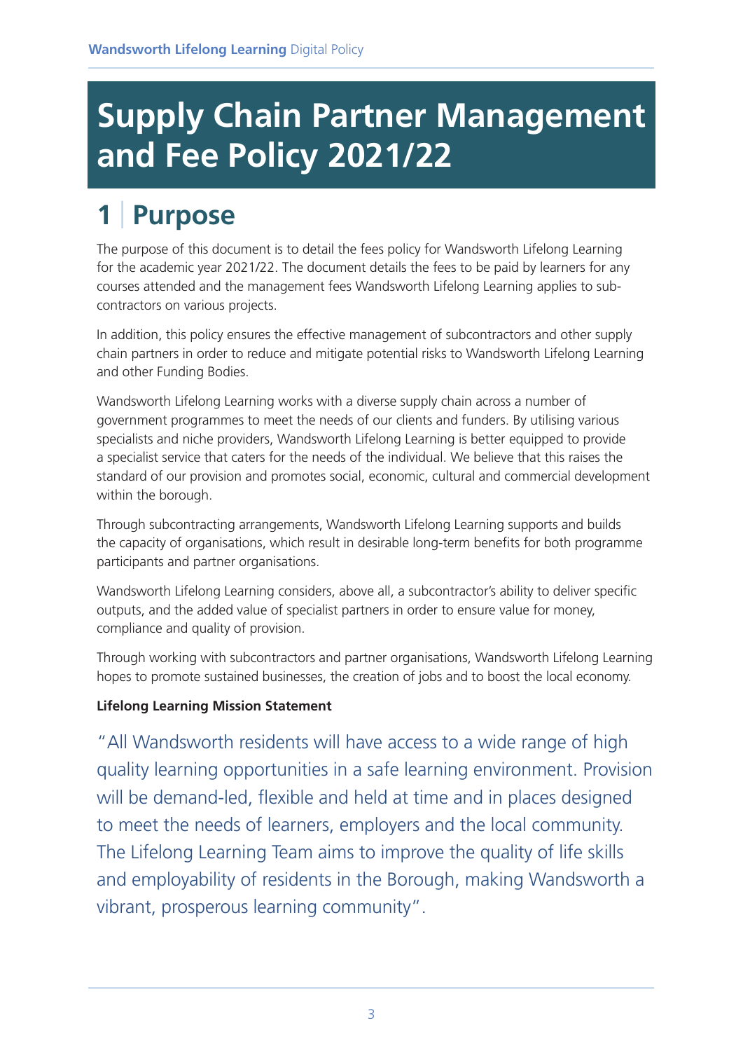# Supply Chain Partner Management and Fee Policy 2021/22

## 1 | Purpose

The purpose of this document is to detail the fees policy for Wandsworth Lifelong Learning for the academic year 2021/22. The document details the fees to be paid by learners for any courses attended and the management fees Wandsworth Lifelong Learning applies to sub-contractors on various projects.

In addition, this policy ensures the effective management of subcontractors and other supply chain partners in order to reduce and mitigate potential risks to Wandsworth Lifelong Learning and other Funding Bodies.

Wandsworth Lifelong Learning works with a diverse supply chain across a number of government programmes to meet the needs of our clients and funders. By utilising various specialists and niche providers, Wandsworth Lifelong Learning is better equipped to provide a specialist service that caters for the needs of the individual. We believe that this raises the standard of our provision and promotes social, economic, cultural and commercial development within the borough.

Through subcontracting arrangements, Wandsworth Lifelong Learning supports and builds the capacity of organisations, which result in desirable long-term benefits for both programme participants and partner organisations.

Wandsworth Lifelong Learning considers, above all, a subcontractor's ability to deliver specific outputs, and the added value of specialist partners in order to ensure value for money, compliance and quality of provision.

Through working with subcontractors and partner organisations, Wandsworth Lifelong Learning hopes to promote sustained businesses, the creation of jobs and to boost the local economy.

**Lifelong Learning Mission Statement**

"All Wandsworth residents will have access to a wide range of high quality learning opportunities in a safe learning environment. Provision will be demand-led, flexible and held at time and in places designed to meet the needs of learners, employers and the local community. The Lifelong Learning Team aims to improve the quality of life skills and employability of residents in the Borough, making Wandsworth a vibrant, prosperous learning community".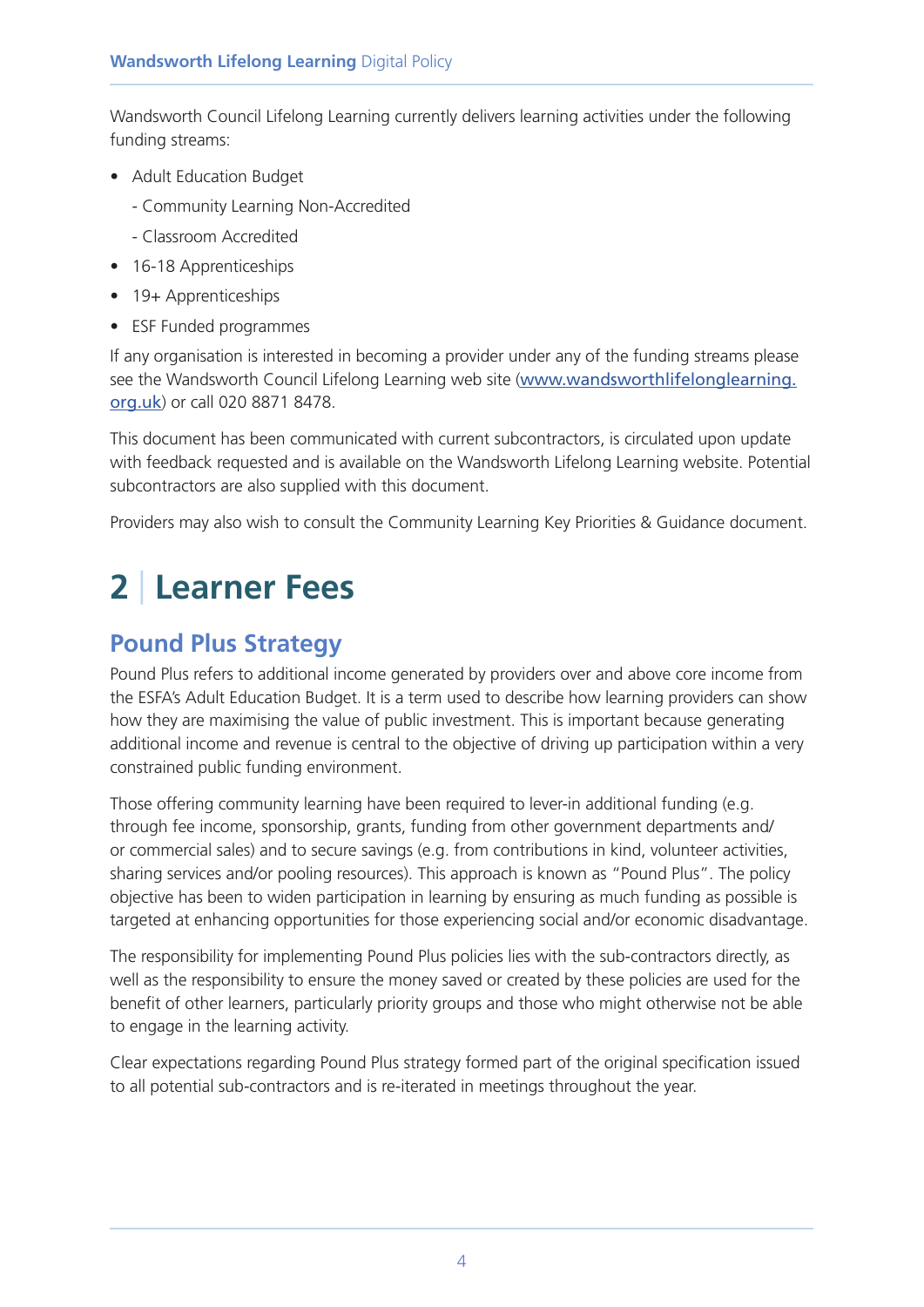Wandsworth Council Lifelong Learning currently delivers learning activities under the following funding streams:

- Adult Education Budget
  - Community Learning Non-Accredited
  - Classroom Accredited
- 16-18 Apprenticeships
- 19+ Apprenticeships
- ESF Funded programmes

If any organisation is interested in becoming a provider under any of the funding streams please see the Wandsworth Council Lifelong Learning web site (www.wandsworthlifelonglearning.org.uk) or call 020 8871 8478.

This document has been communicated with current subcontractors, is circulated upon update with feedback requested and is available on the Wandsworth Lifelong Learning website. Potential subcontractors are also supplied with this document.

Providers may also wish to consult the Community Learning Key Priorities & Guidance document.

# 2 | Learner Fees

## Pound Plus Strategy

Pound Plus refers to additional income generated by providers over and above core income from the ESFA's Adult Education Budget. It is a term used to describe how learning providers can show how they are maximising the value of public investment. This is important because generating additional income and revenue is central to the objective of driving up participation within a very constrained public funding environment.

Those offering community learning have been required to lever-in additional funding (e.g. through fee income, sponsorship, grants, funding from other government departments and/or commercial sales) and to secure savings (e.g. from contributions in kind, volunteer activities, sharing services and/or pooling resources). This approach is known as "Pound Plus". The policy objective has been to widen participation in learning by ensuring as much funding as possible is targeted at enhancing opportunities for those experiencing social and/or economic disadvantage.

The responsibility for implementing Pound Plus policies lies with the sub-contractors directly, as well as the responsibility to ensure the money saved or created by these policies are used for the benefit of other learners, particularly priority groups and those who might otherwise not be able to engage in the learning activity.

Clear expectations regarding Pound Plus strategy formed part of the original specification issued to all potential sub-contractors and is re-iterated in meetings throughout the year.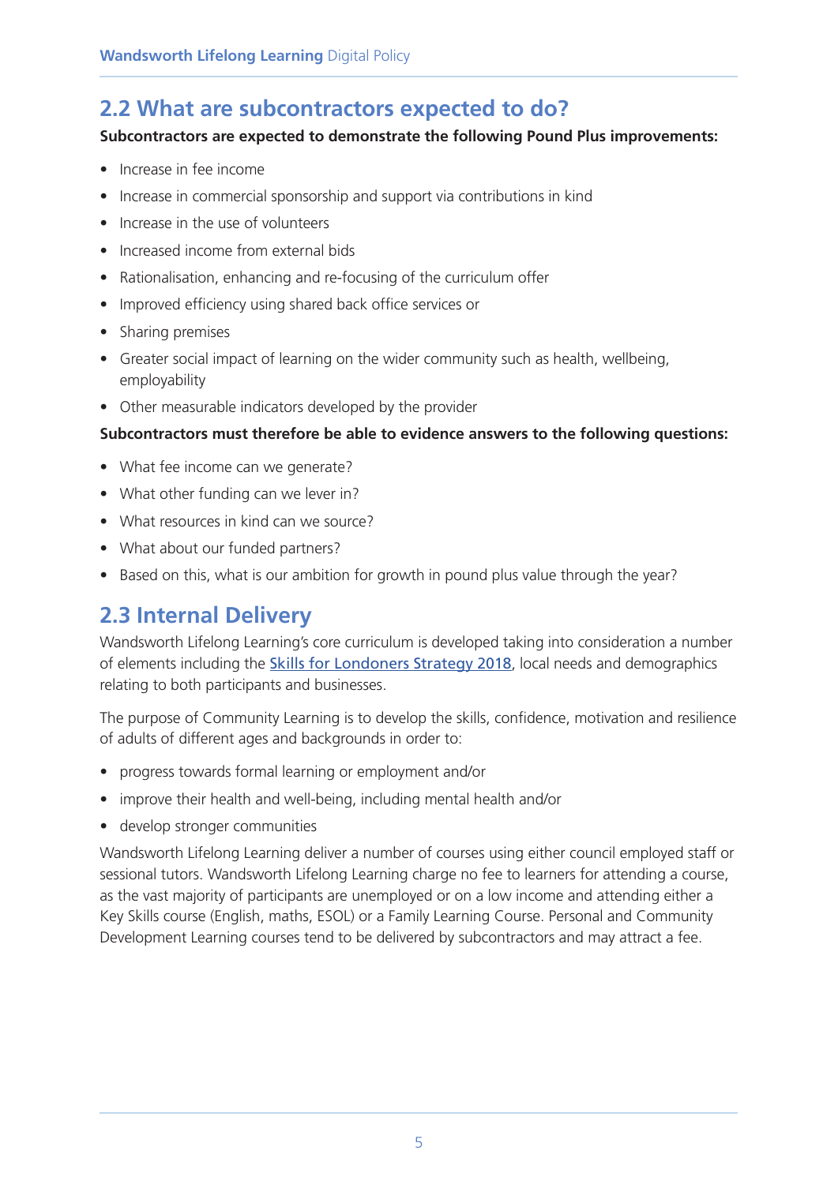## 2.2 What are subcontractors expected to do?

**Subcontractors are expected to demonstrate the following Pound Plus improvements:**

- Increase in fee income
- Increase in commercial sponsorship and support via contributions in kind
- Increase in the use of volunteers
- Increased income from external bids
- Rationalisation, enhancing and re-focusing of the curriculum offer
- Improved efficiency using shared back office services or
- Sharing premises
- Greater social impact of learning on the wider community such as health, wellbeing, employability
- Other measurable indicators developed by the provider

**Subcontractors must therefore be able to evidence answers to the following questions:**

- What fee income can we generate?
- What other funding can we lever in?
- What resources in kind can we source?
- What about our funded partners?
- Based on this, what is our ambition for growth in pound plus value through the year?

## 2.3 Internal Delivery

Wandsworth Lifelong Learning's core curriculum is developed taking into consideration a number of elements including the [Skills for Londoners Strategy 2018](), local needs and demographics relating to both participants and businesses.

The purpose of Community Learning is to develop the skills, confidence, motivation and resilience of adults of different ages and backgrounds in order to:

- progress towards formal learning or employment and/or
- improve their health and well-being, including mental health and/or
- develop stronger communities

Wandsworth Lifelong Learning deliver a number of courses using either council employed staff or sessional tutors. Wandsworth Lifelong Learning charge no fee to learners for attending a course, as the vast majority of participants are unemployed or on a low income and attending either a Key Skills course (English, maths, ESOL) or a Family Learning Course. Personal and Community Development Learning courses tend to be delivered by subcontractors and may attract a fee.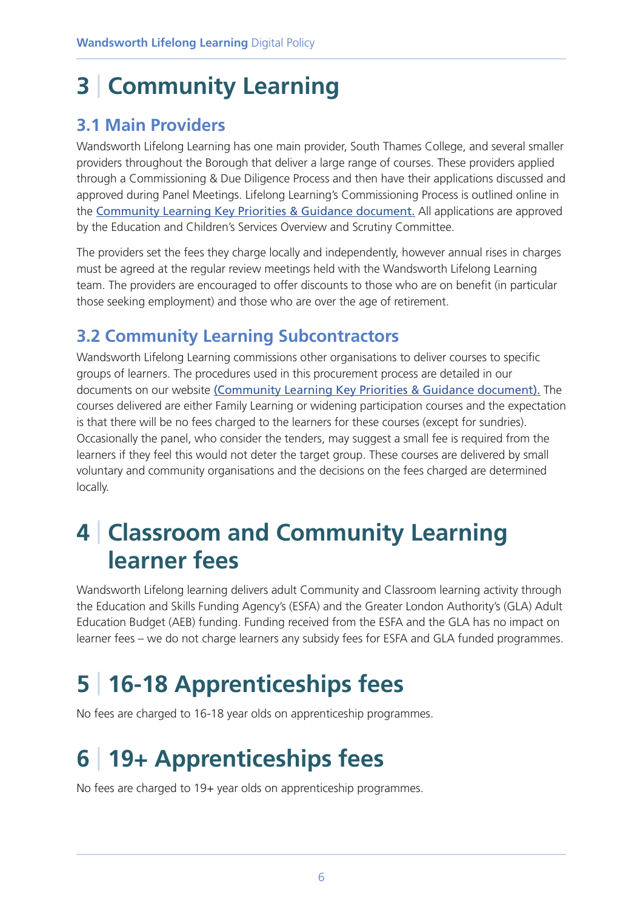# 3 | Community Learning

## 3.1 Main Providers

Wandsworth Lifelong Learning has one main provider, South Thames College, and several smaller providers throughout the Borough that deliver a large range of courses. These providers applied through a Commissioning & Due Diligence Process and then have their applications discussed and approved during Panel Meetings. Lifelong Learning's Commissioning Process is outlined online in the Community Learning Key Priorities & Guidance document. All applications are approved by the Education and Children's Services Overview and Scrutiny Committee.

The providers set the fees they charge locally and independently, however annual rises in charges must be agreed at the regular review meetings held with the Wandsworth Lifelong Learning team. The providers are encouraged to offer discounts to those who are on benefit (in particular those seeking employment) and those who are over the age of retirement.

## 3.2 Community Learning Subcontractors

Wandsworth Lifelong Learning commissions other organisations to deliver courses to specific groups of learners. The procedures used in this procurement process are detailed in our documents on our website (Community Learning Key Priorities & Guidance document). The courses delivered are either Family Learning or widening participation courses and the expectation is that there will be no fees charged to the learners for these courses (except for sundries). Occasionally the panel, who consider the tenders, may suggest a small fee is required from the learners if they feel this would not deter the target group. These courses are delivered by small voluntary and community organisations and the decisions on the fees charged are determined locally.

# 4 | Classroom and Community Learning learner fees

Wandsworth Lifelong learning delivers adult Community and Classroom learning activity through the Education and Skills Funding Agency's (ESFA) and the Greater London Authority's (GLA) Adult Education Budget (AEB) funding. Funding received from the ESFA and the GLA has no impact on learner fees – we do not charge learners any subsidy fees for ESFA and GLA funded programmes.

# 5 | 16-18 Apprenticeships fees

No fees are charged to 16-18 year olds on apprenticeship programmes.

# 6 | 19+ Apprenticeships fees

No fees are charged to 19+ year olds on apprenticeship programmes.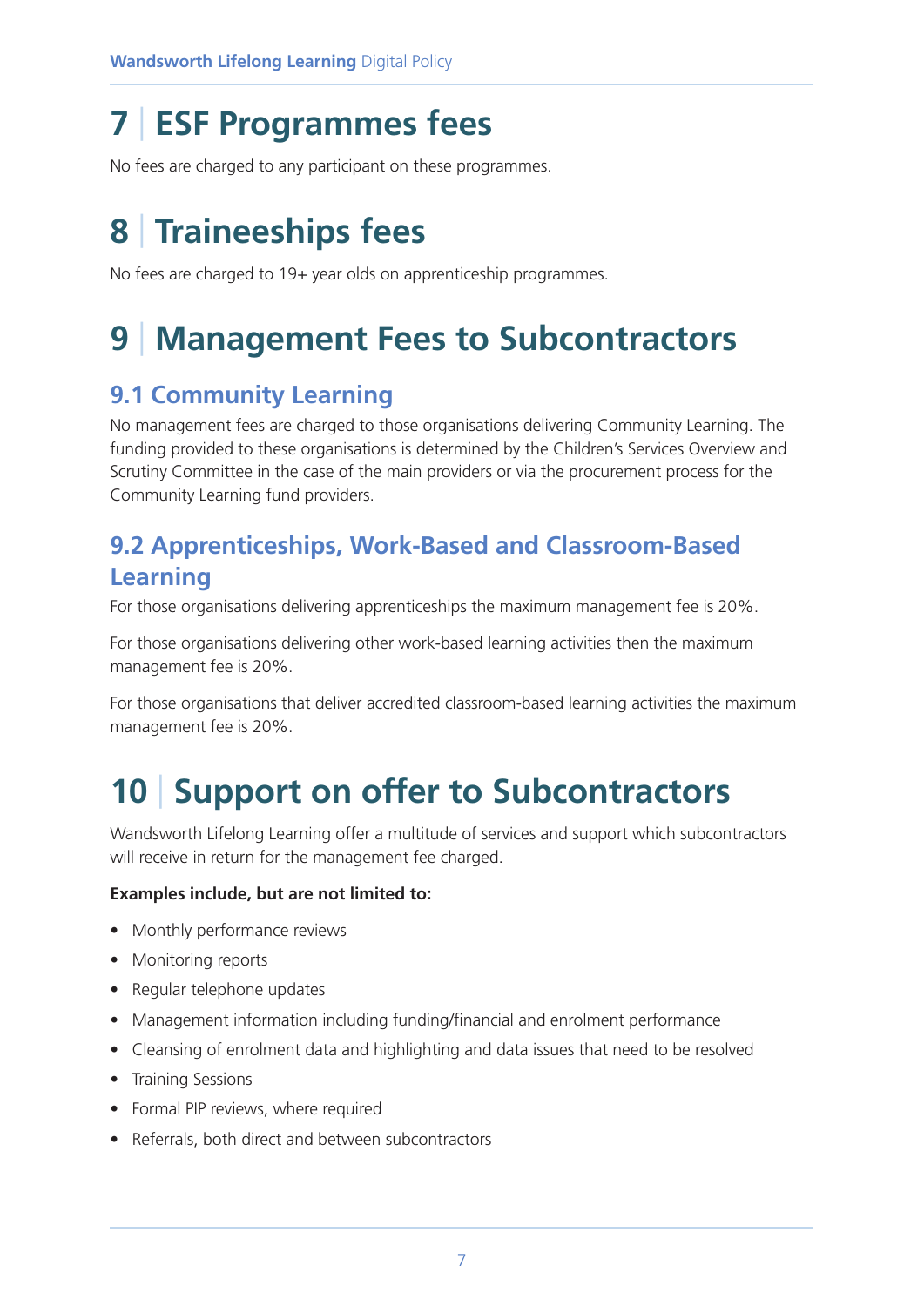# 7 | ESF Programmes fees

No fees are charged to any participant on these programmes.

# 8 | Traineeships fees

No fees are charged to 19+ year olds on apprenticeship programmes.

# 9 | Management Fees to Subcontractors

## 9.1 Community Learning

No management fees are charged to those organisations delivering Community Learning. The funding provided to these organisations is determined by the Children's Services Overview and Scrutiny Committee in the case of the main providers or via the procurement process for the Community Learning fund providers.

## 9.2 Apprenticeships, Work-Based and Classroom-Based Learning

For those organisations delivering apprenticeships the maximum management fee is 20%.

For those organisations delivering other work-based learning activities then the maximum management fee is 20%.

For those organisations that deliver accredited classroom-based learning activities the maximum management fee is 20%.

# 10 | Support on offer to Subcontractors

Wandsworth Lifelong Learning offer a multitude of services and support which subcontractors will receive in return for the management fee charged.

**Examples include, but are not limited to:**

- Monthly performance reviews
- Monitoring reports
- Regular telephone updates
- Management information including funding/financial and enrolment performance
- Cleansing of enrolment data and highlighting and data issues that need to be resolved
- Training Sessions
- Formal PIP reviews, where required
- Referrals, both direct and between subcontractors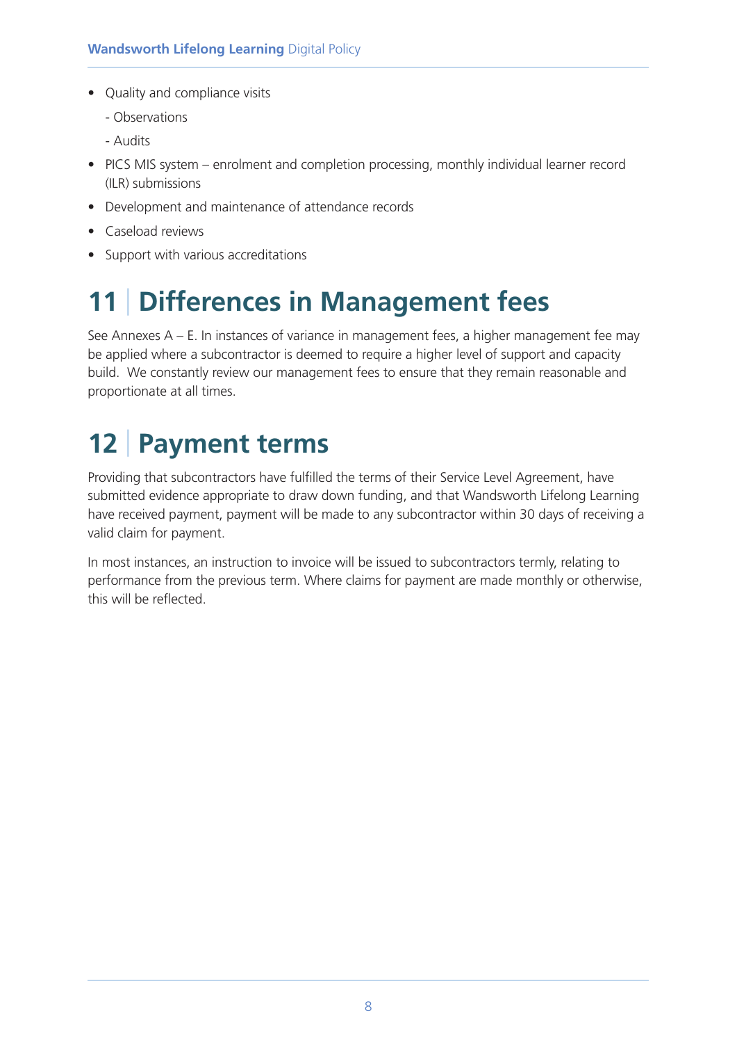- Quality and compliance visits
  - Observations
  - Audits
- PICS MIS system – enrolment and completion processing, monthly individual learner record (ILR) submissions
- Development and maintenance of attendance records
- Caseload reviews
- Support with various accreditations

# 11 | Differences in Management fees

See Annexes A – E. In instances of variance in management fees, a higher management fee may be applied where a subcontractor is deemed to require a higher level of support and capacity build. We constantly review our management fees to ensure that they remain reasonable and proportionate at all times.

# 12 | Payment terms

Providing that subcontractors have fulfilled the terms of their Service Level Agreement, have submitted evidence appropriate to draw down funding, and that Wandsworth Lifelong Learning have received payment, payment will be made to any subcontractor within 30 days of receiving a valid claim for payment.

In most instances, an instruction to invoice will be issued to subcontractors termly, relating to performance from the previous term. Where claims for payment are made monthly or otherwise, this will be reflected.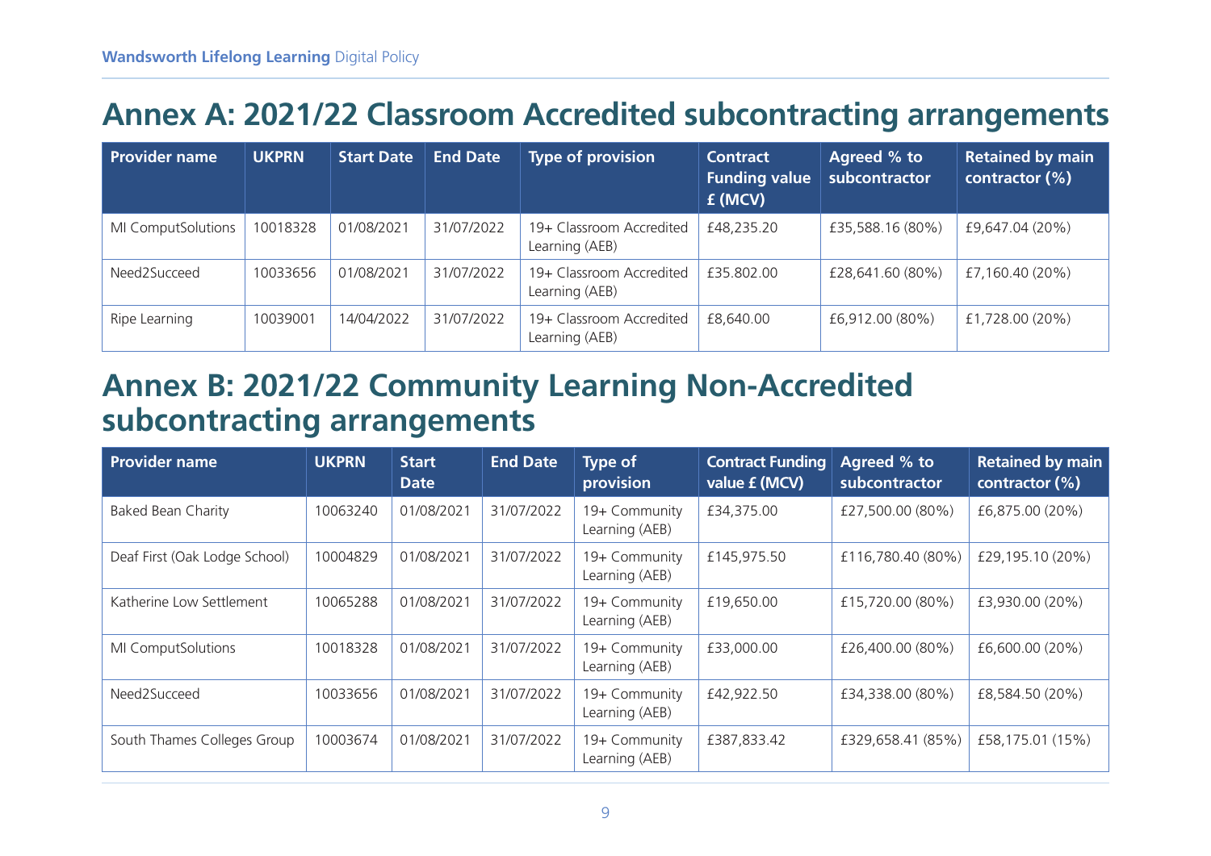## Annex A: 2021/22 Classroom Accredited subcontracting arrangements

| Provider name | UKPRN | Start Date | End Date | Type of provision | Contract Funding value £ (MCV) | Agreed % to subcontractor | Retained by main contractor (%) |
|---|---|---|---|---|---|---|---|
| MI ComputSolutions | 10018328 | 01/08/2021 | 31/07/2022 | 19+ Classroom Accredited Learning (AEB) | £48,235.20 | £35,588.16 (80%) | £9,647.04 (20%) |
| Need2Succeed | 10033656 | 01/08/2021 | 31/07/2022 | 19+ Classroom Accredited Learning (AEB) | £35.802.00 | £28,641.60 (80%) | £7,160.40 (20%) |
| Ripe Learning | 10039001 | 14/04/2022 | 31/07/2022 | 19+ Classroom Accredited Learning (AEB) | £8,640.00 | £6,912.00 (80%) | £1,728.00 (20%) |

## Annex B: 2021/22 Community Learning Non-Accredited subcontracting arrangements

| Provider name | UKPRN | Start Date | End Date | Type of provision | Contract Funding value £ (MCV) | Agreed % to subcontractor | Retained by main contractor (%) |
|---|---|---|---|---|---|---|---|
| Baked Bean Charity | 10063240 | 01/08/2021 | 31/07/2022 | 19+ Community Learning (AEB) | £34,375.00 | £27,500.00 (80%) | £6,875.00 (20%) |
| Deaf First (Oak Lodge School) | 10004829 | 01/08/2021 | 31/07/2022 | 19+ Community Learning (AEB) | £145,975.50 | £116,780.40 (80%) | £29,195.10 (20%) |
| Katherine Low Settlement | 10065288 | 01/08/2021 | 31/07/2022 | 19+ Community Learning (AEB) | £19,650.00 | £15,720.00 (80%) | £3,930.00 (20%) |
| MI ComputSolutions | 10018328 | 01/08/2021 | 31/07/2022 | 19+ Community Learning (AEB) | £33,000.00 | £26,400.00 (80%) | £6,600.00 (20%) |
| Need2Succeed | 10033656 | 01/08/2021 | 31/07/2022 | 19+ Community Learning (AEB) | £42,922.50 | £34,338.00 (80%) | £8,584.50 (20%) |
| South Thames Colleges Group | 10003674 | 01/08/2021 | 31/07/2022 | 19+ Community Learning (AEB) | £387,833.42 | £329,658.41 (85%) | £58,175.01 (15%) |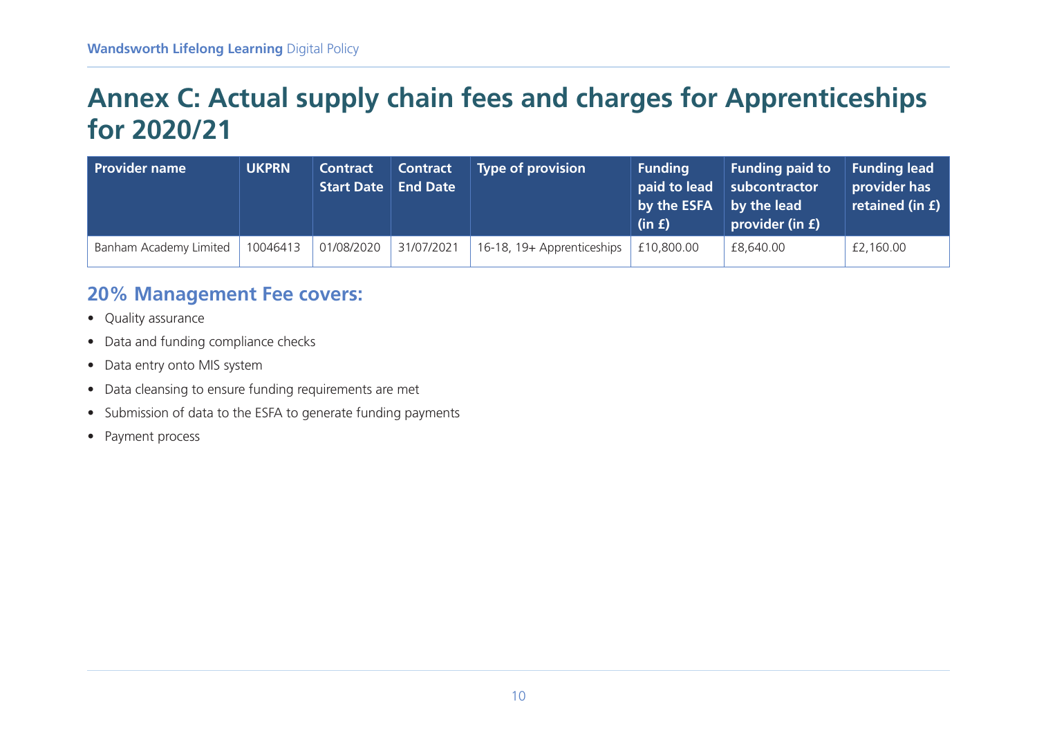# Annex C: Actual supply chain fees and charges for Apprenticeships for 2020/21

| Provider name | UKPRN | Contract Start Date | Contract End Date | Type of provision | Funding paid to lead by the ESFA (in £) | Funding paid to subcontractor by the lead provider (in £) | Funding lead provider has retained (in £) |
|---|---|---|---|---|---|---|---|
| Banham Academy Limited | 10046413 | 01/08/2020 | 31/07/2021 | 16-18, 19+ Apprenticeships | £10,800.00 | £8,640.00 | £2,160.00 |

## 20% Management Fee covers:

- Quality assurance
- Data and funding compliance checks
- Data entry onto MIS system
- Data cleansing to ensure funding requirements are met
- Submission of data to the ESFA to generate funding payments
- Payment process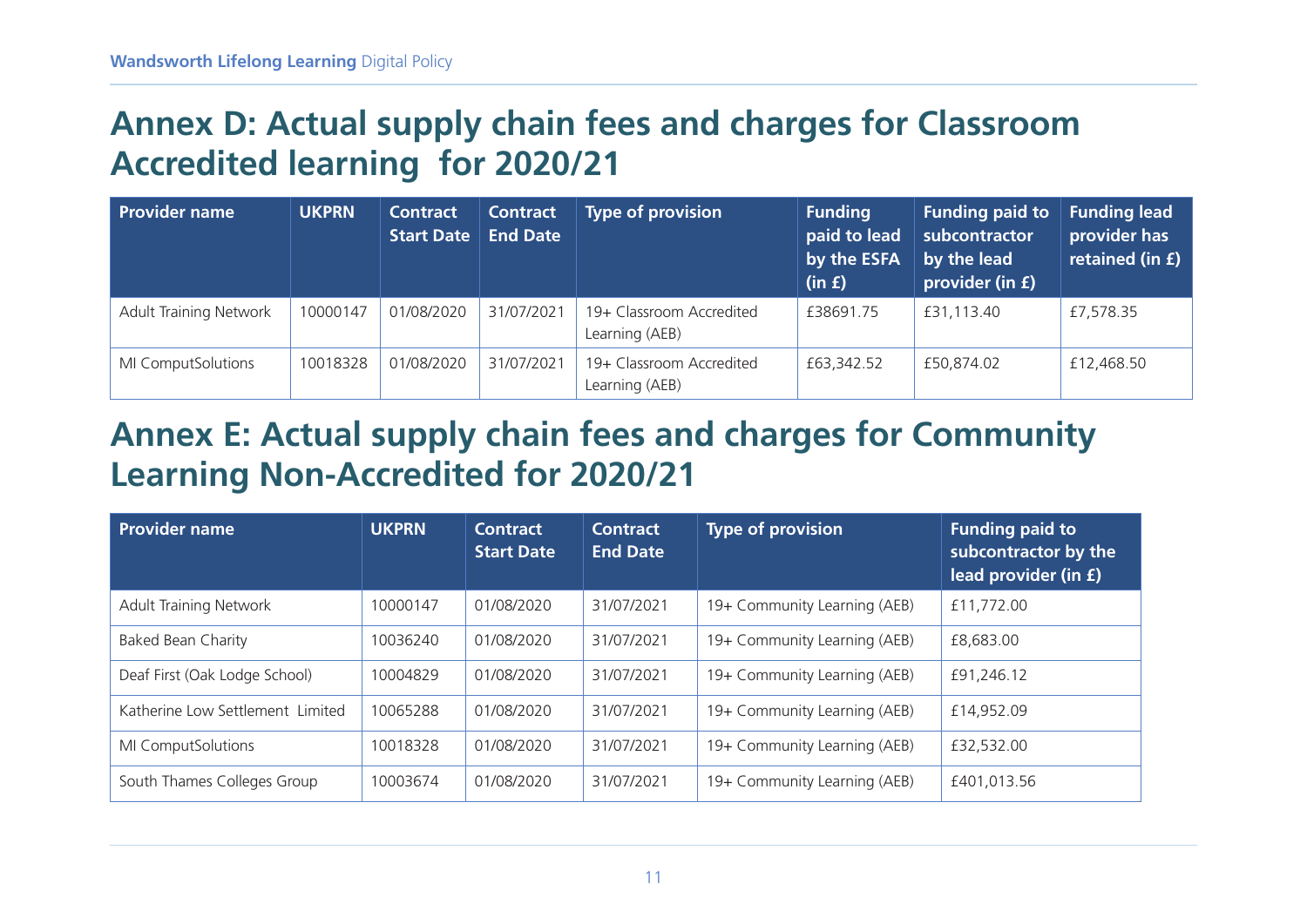## Annex D: Actual supply chain fees and charges for Classroom Accredited learning for 2020/21

| Provider name | UKPRN | Contract Start Date | Contract End Date | Type of provision | Funding paid to lead by the ESFA (in £) | Funding paid to subcontractor by the lead provider (in £) | Funding lead provider has retained (in £) |
|---|---|---|---|---|---|---|---|
| Adult Training Network | 10000147 | 01/08/2020 | 31/07/2021 | 19+ Classroom Accredited Learning (AEB) | £38691.75 | £31,113.40 | £7,578.35 |
| MI ComputSolutions | 10018328 | 01/08/2020 | 31/07/2021 | 19+ Classroom Accredited Learning (AEB) | £63,342.52 | £50,874.02 | £12,468.50 |

## Annex E: Actual supply chain fees and charges for Community Learning Non-Accredited for 2020/21

| Provider name | UKPRN | Contract Start Date | Contract End Date | Type of provision | Funding paid to subcontractor by the lead provider (in £) |
|---|---|---|---|---|---|
| Adult Training Network | 10000147 | 01/08/2020 | 31/07/2021 | 19+ Community Learning (AEB) | £11,772.00 |
| Baked Bean Charity | 10036240 | 01/08/2020 | 31/07/2021 | 19+ Community Learning (AEB) | £8,683.00 |
| Deaf First (Oak Lodge School) | 10004829 | 01/08/2020 | 31/07/2021 | 19+ Community Learning (AEB) | £91,246.12 |
| Katherine Low Settlement Limited | 10065288 | 01/08/2020 | 31/07/2021 | 19+ Community Learning (AEB) | £14,952.09 |
| MI ComputSolutions | 10018328 | 01/08/2020 | 31/07/2021 | 19+ Community Learning (AEB) | £32,532.00 |
| South Thames Colleges Group | 10003674 | 01/08/2020 | 31/07/2021 | 19+ Community Learning (AEB) | £401,013.56 |